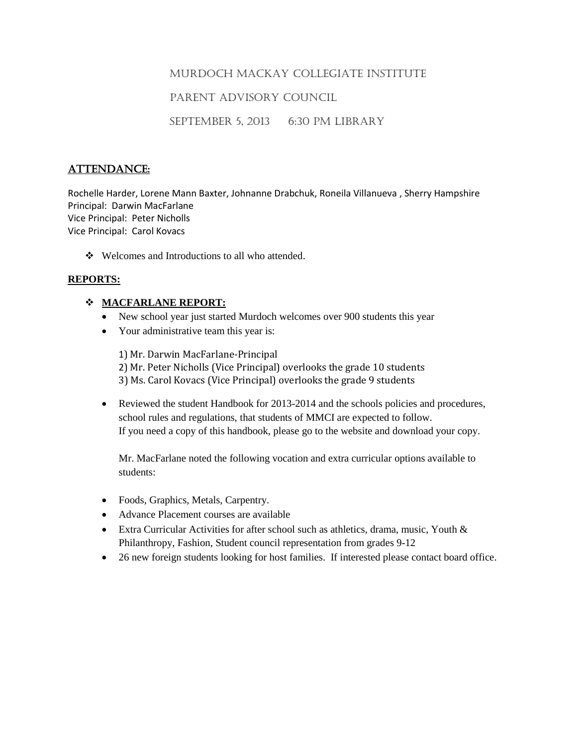# Murdoch MacKay Collegiate Institute

## Parent Advisory Council

### September 5, 2013 6:30 PM Library

## ATTENDANCE:

Rochelle Harder, Lorene Mann Baxter, Johnanne Drabchuk, Roneila Villanueva , Sherry Hampshire
Principal: Darwin MacFarlane
Vice Principal: Peter Nicholls
Vice Principal: Carol Kovacs

- Welcomes and Introductions to all who attended.

## REPORTS:

- **MACFARLANE REPORT:**
  - New school year just started Murdoch welcomes over 900 students this year
  - Your administrative team this year is:

    1) Mr. Darwin MacFarlane-Principal
    2) Mr. Peter Nicholls (Vice Principal) overlooks the grade 10 students
    3) Ms. Carol Kovacs (Vice Principal) overlooks the grade 9 students

  - Reviewed the student Handbook for 2013-2014 and the schools policies and procedures, school rules and regulations, that students of MMCI are expected to follow.
    If you need a copy of this handbook, please go to the website and download your copy.

    Mr. MacFarlane noted the following vocation and extra curricular options available to students:

  - Foods, Graphics, Metals, Carpentry.
  - Advance Placement courses are available
  - Extra Curricular Activities for after school such as athletics, drama, music, Youth & Philanthropy, Fashion, Student council representation from grades 9-12
  - 26 new foreign students looking for host families. If interested please contact board office.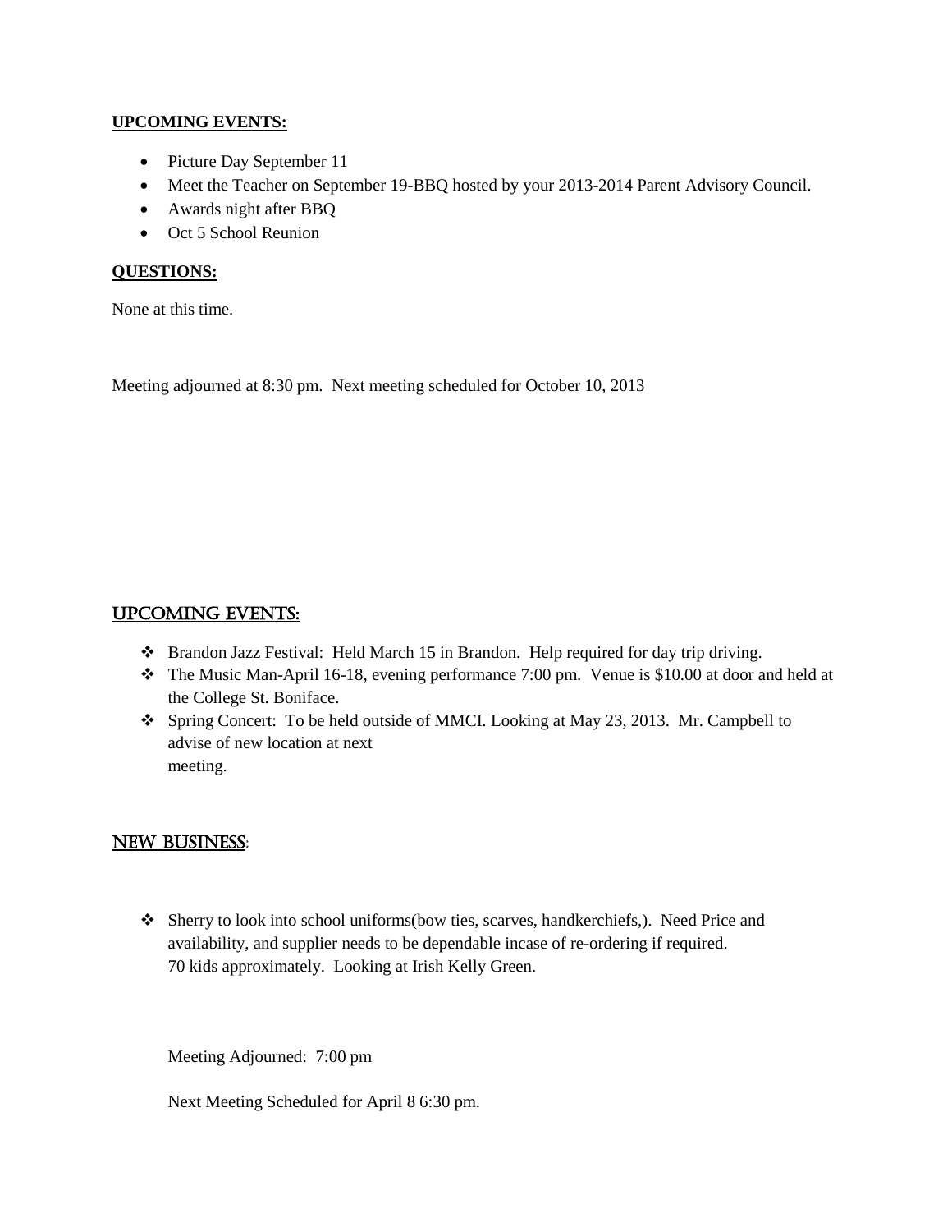**UPCOMING EVENTS:**

- Picture Day September 11
- Meet the Teacher on September 19-BBQ hosted by your 2013-2014 Parent Advisory Council.
- Awards night after BBQ
- Oct 5 School Reunion

**QUESTIONS:**

None at this time.

Meeting adjourned at 8:30 pm. Next meeting scheduled for October 10, 2013

## UPCOMING EVENTS:

- Brandon Jazz Festival: Held March 15 in Brandon. Help required for day trip driving.
- The Music Man-April 16-18, evening performance 7:00 pm. Venue is $10.00 at door and held at the College St. Boniface.
- Spring Concert: To be held outside of MMCI. Looking at May 23, 2013. Mr. Campbell to advise of new location at next meeting.

## NEW BUSINESS:

- Sherry to look into school uniforms(bow ties, scarves, handkerchiefs,). Need Price and availability, and supplier needs to be dependable incase of re-ordering if required. 70 kids approximately. Looking at Irish Kelly Green.

Meeting Adjourned: 7:00 pm

Next Meeting Scheduled for April 8 6:30 pm.